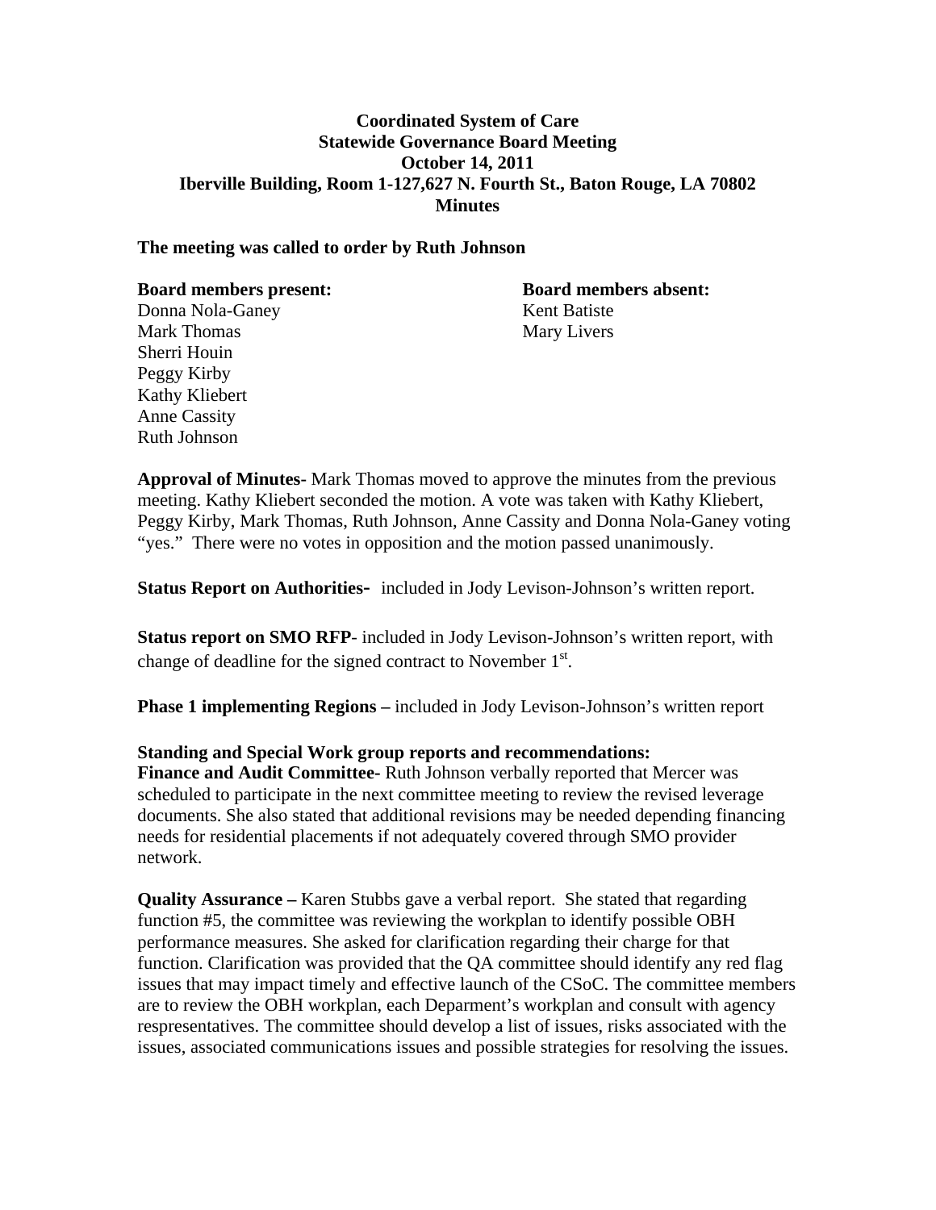**Coordinated System of Care**
**Statewide Governance Board Meeting**
**October 14, 2011**
**Iberville Building, Room 1-127,627 N. Fourth St., Baton Rouge, LA 70802**
**Minutes**

**The meeting was called to order by Ruth Johnson**

**Board members present:**
Donna Nola-Ganey
Mark Thomas
Sherri Houin
Peggy Kirby
Kathy Kliebert
Anne Cassity
Ruth Johnson

**Board members absent:**
Kent Batiste
Mary Livers

**Approval of Minutes-** Mark Thomas moved to approve the minutes from the previous meeting. Kathy Kliebert seconded the motion. A vote was taken with Kathy Kliebert, Peggy Kirby, Mark Thomas, Ruth Johnson, Anne Cassity and Donna Nola-Ganey voting "yes." There were no votes in opposition and the motion passed unanimously.

**Status Report on Authorities-** included in Jody Levison-Johnson's written report.

**Status report on SMO RFP**- included in Jody Levison-Johnson's written report, with change of deadline for the signed contract to November 1st.

**Phase 1 implementing Regions –** included in Jody Levison-Johnson's written report

**Standing and Special Work group reports and recommendations:**

**Finance and Audit Committee-** Ruth Johnson verbally reported that Mercer was scheduled to participate in the next committee meeting to review the revised leverage documents. She also stated that additional revisions may be needed depending financing needs for residential placements if not adequately covered through SMO provider network.

**Quality Assurance –** Karen Stubbs gave a verbal report. She stated that regarding function #5, the committee was reviewing the workplan to identify possible OBH performance measures. She asked for clarification regarding their charge for that function. Clarification was provided that the QA committee should identify any red flag issues that may impact timely and effective launch of the CSoC. The committee members are to review the OBH workplan, each Deparment's workplan and consult with agency respresentatives. The committee should develop a list of issues, risks associated with the issues, associated communications issues and possible strategies for resolving the issues.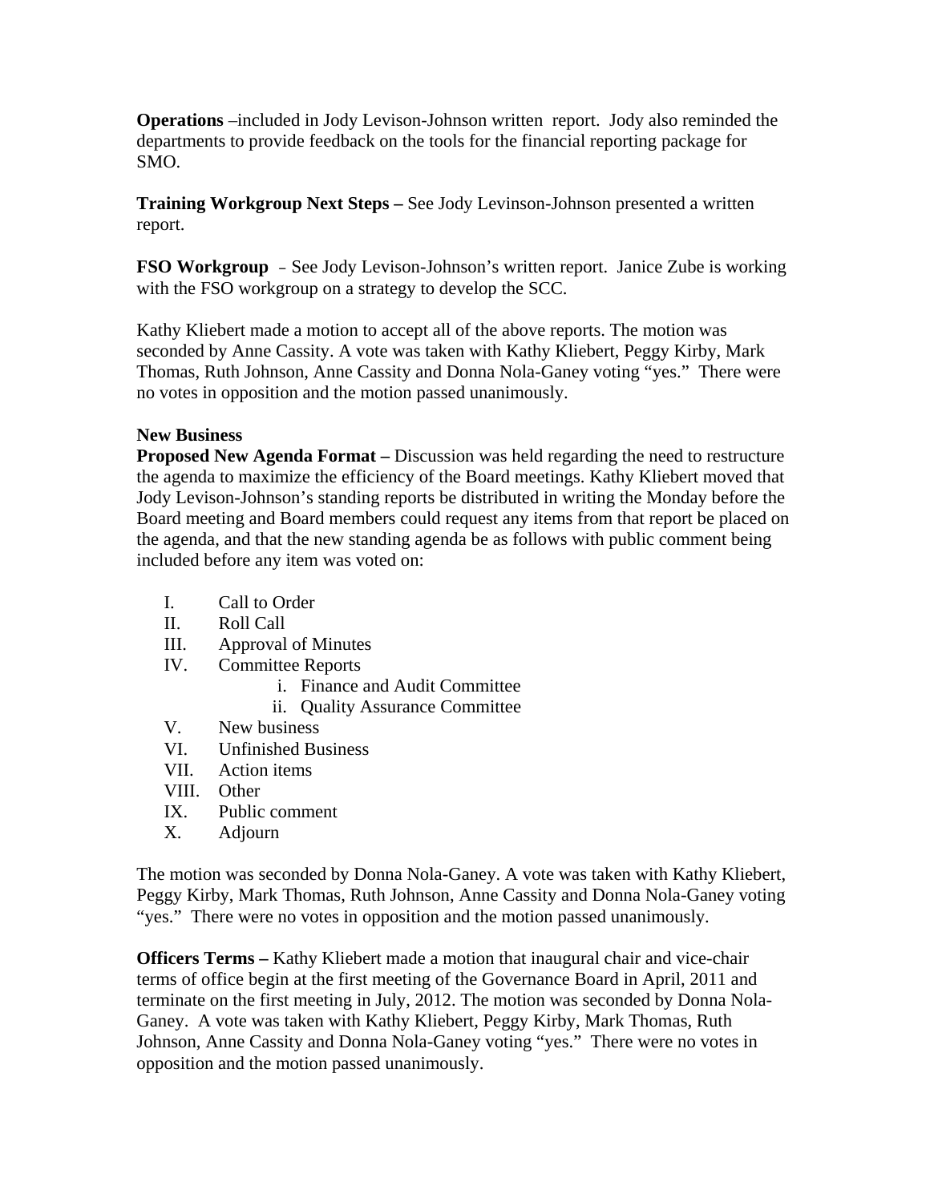**Operations** –included in Jody Levison-Johnson written  report.  Jody also reminded the departments to provide feedback on the tools for the financial reporting package for SMO.

**Training Workgroup Next Steps –** See Jody Levinson-Johnson presented a written report.

**FSO Workgroup** – See Jody Levison-Johnson's written report.  Janice Zube is working with the FSO workgroup on a strategy to develop the SCC.

Kathy Kliebert made a motion to accept all of the above reports. The motion was seconded by Anne Cassity. A vote was taken with Kathy Kliebert, Peggy Kirby, Mark Thomas, Ruth Johnson, Anne Cassity and Donna Nola-Ganey voting "yes."  There were no votes in opposition and the motion passed unanimously.

**New Business**

**Proposed New Agenda Format –** Discussion was held regarding the need to restructure the agenda to maximize the efficiency of the Board meetings. Kathy Kliebert moved that Jody Levison-Johnson's standing reports be distributed in writing the Monday before the Board meeting and Board members could request any items from that report be placed on the agenda, and that the new standing agenda be as follows with public comment being included before any item was voted on:

I. Call to Order
II. Roll Call
III. Approval of Minutes
IV. Committee Reports
    i. Finance and Audit Committee
    ii. Quality Assurance Committee
V. New business
VI. Unfinished Business
VII. Action items
VIII. Other
IX. Public comment
X. Adjourn

The motion was seconded by Donna Nola-Ganey. A vote was taken with Kathy Kliebert, Peggy Kirby, Mark Thomas, Ruth Johnson, Anne Cassity and Donna Nola-Ganey voting "yes."  There were no votes in opposition and the motion passed unanimously.

**Officers Terms –** Kathy Kliebert made a motion that inaugural chair and vice-chair terms of office begin at the first meeting of the Governance Board in April, 2011 and terminate on the first meeting in July, 2012. The motion was seconded by Donna Nola-Ganey.  A vote was taken with Kathy Kliebert, Peggy Kirby, Mark Thomas, Ruth Johnson, Anne Cassity and Donna Nola-Ganey voting "yes."  There were no votes in opposition and the motion passed unanimously.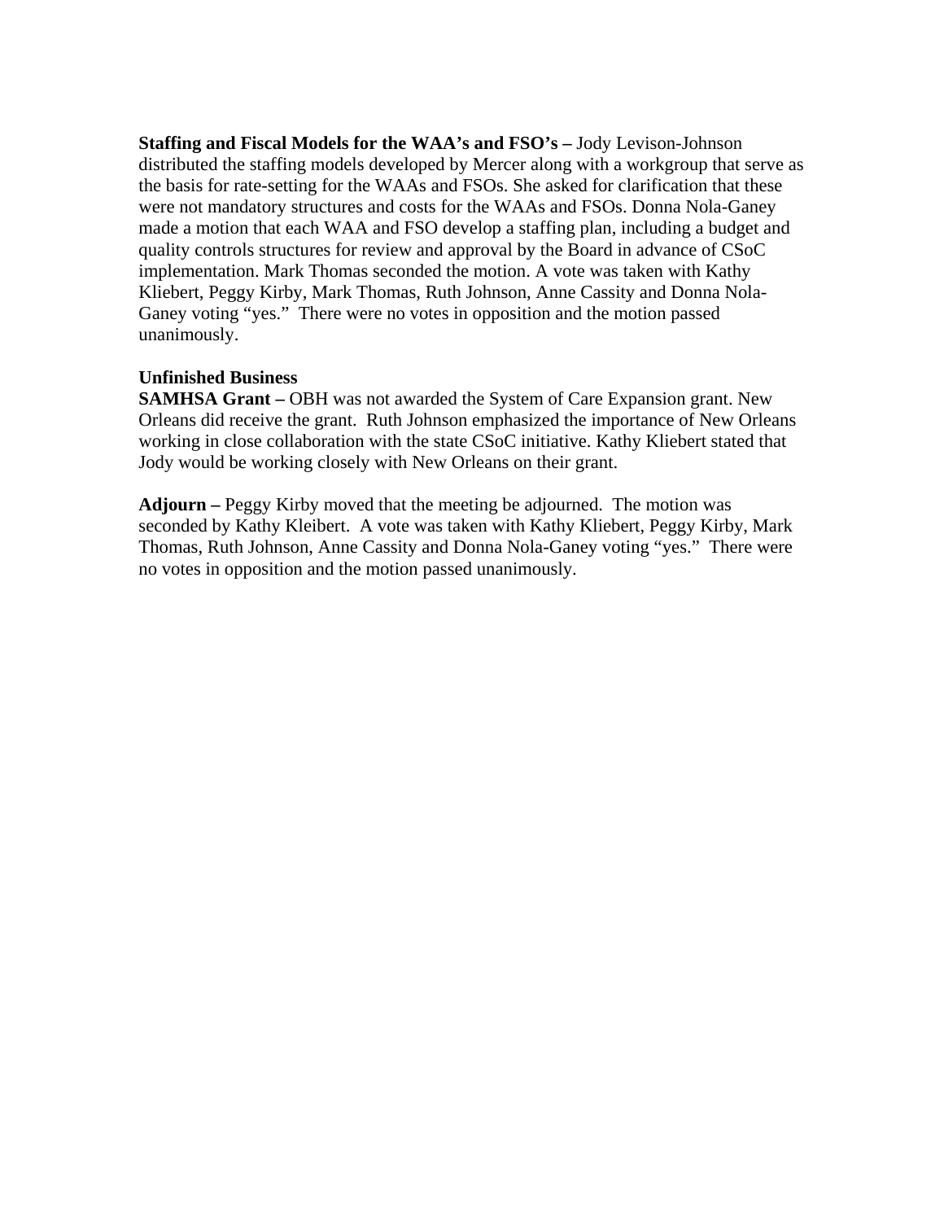**Staffing and Fiscal Models for the WAA's and FSO's –** Jody Levison-Johnson distributed the staffing models developed by Mercer along with a workgroup that serve as the basis for rate-setting for the WAAs and FSOs. She asked for clarification that these were not mandatory structures and costs for the WAAs and FSOs. Donna Nola-Ganey made a motion that each WAA and FSO develop a staffing plan, including a budget and quality controls structures for review and approval by the Board in advance of CSoC implementation. Mark Thomas seconded the motion. A vote was taken with Kathy Kliebert, Peggy Kirby, Mark Thomas, Ruth Johnson, Anne Cassity and Donna Nola-Ganey voting "yes." There were no votes in opposition and the motion passed unanimously.

**Unfinished Business**

**SAMHSA Grant –** OBH was not awarded the System of Care Expansion grant. New Orleans did receive the grant. Ruth Johnson emphasized the importance of New Orleans working in close collaboration with the state CSoC initiative. Kathy Kliebert stated that Jody would be working closely with New Orleans on their grant.

**Adjourn –** Peggy Kirby moved that the meeting be adjourned. The motion was seconded by Kathy Kleibert. A vote was taken with Kathy Kliebert, Peggy Kirby, Mark Thomas, Ruth Johnson, Anne Cassity and Donna Nola-Ganey voting "yes." There were no votes in opposition and the motion passed unanimously.